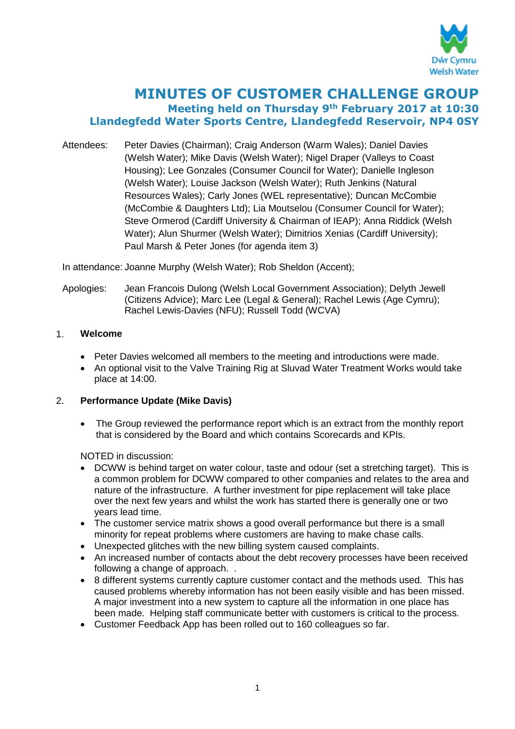# MINUTES OF CUSTOMER CHALLENGE GROUP

## Meeting held on Thursday 9th February 2017 at 10:30

## Llandegfedd Water Sports Centre, Llandegfedd Reservoir, NP4 0SY

Attendees: Peter Davies (Chairman); Craig Anderson (Warm Wales); Daniel Davies (Welsh Water); Mike Davis (Welsh Water); Nigel Draper (Valleys to Coast Housing); Lee Gonzales (Consumer Council for Water); Danielle Ingleson (Welsh Water); Louise Jackson (Welsh Water); Ruth Jenkins (Natural Resources Wales); Carly Jones (WEL representative); Duncan McCombie (McCombie & Daughters Ltd); Lia Moutselou (Consumer Council for Water); Steve Ormerod (Cardiff University & Chairman of IEAP); Anna Riddick (Welsh Water); Alun Shurmer (Welsh Water); Dimitrios Xenias (Cardiff University); Paul Marsh & Peter Jones (for agenda item 3)

In attendance: Joanne Murphy (Welsh Water); Rob Sheldon (Accent);

Apologies: Jean Francois Dulong (Welsh Local Government Association); Delyth Jewell (Citizens Advice); Marc Lee (Legal & General); Rachel Lewis (Age Cymru); Rachel Lewis-Davies (NFU); Russell Todd (WCVA)

1. **Welcome**

- Peter Davies welcomed all members to the meeting and introductions were made.
- An optional visit to the Valve Training Rig at Sluvad Water Treatment Works would take place at 14:00.

2. **Performance Update (Mike Davis)**

- The Group reviewed the performance report which is an extract from the monthly report that is considered by the Board and which contains Scorecards and KPIs.

NOTED in discussion:

- DCWW is behind target on water colour, taste and odour (set a stretching target). This is a common problem for DCWW compared to other companies and relates to the area and nature of the infrastructure. A further investment for pipe replacement will take place over the next few years and whilst the work has started there is generally one or two years lead time.
- The customer service matrix shows a good overall performance but there is a small minority for repeat problems where customers are having to make chase calls.
- Unexpected glitches with the new billing system caused complaints.
- An increased number of contacts about the debt recovery processes have been received following a change of approach. .
- 8 different systems currently capture customer contact and the methods used. This has caused problems whereby information has not been easily visible and has been missed. A major investment into a new system to capture all the information in one place has been made. Helping staff communicate better with customers is critical to the process.
- Customer Feedback App has been rolled out to 160 colleagues so far.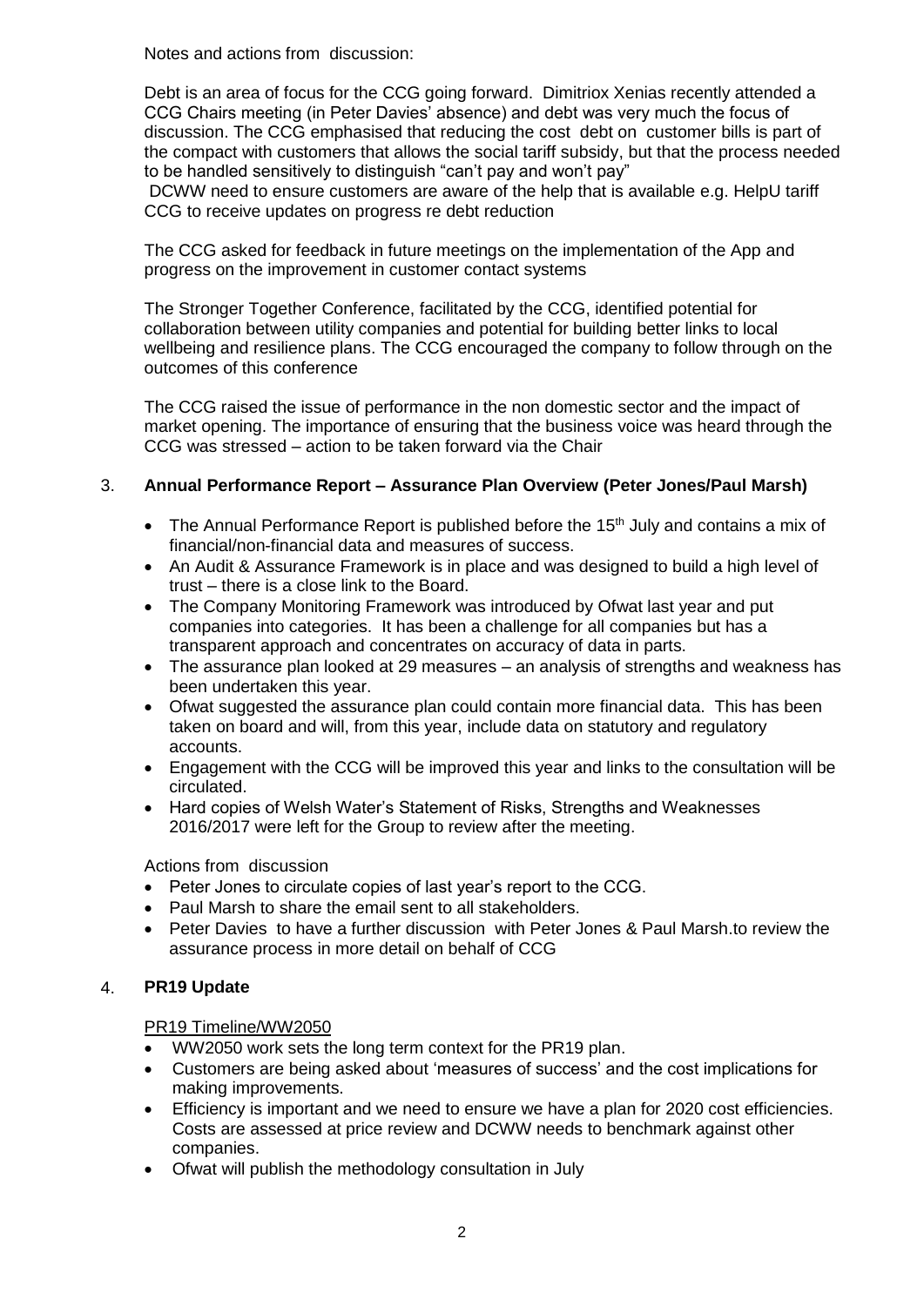Notes and actions from discussion:

Debt is an area of focus for the CCG going forward. Dimitriox Xenias recently attended a CCG Chairs meeting (in Peter Davies' absence) and debt was very much the focus of discussion. The CCG emphasised that reducing the cost debt on customer bills is part of the compact with customers that allows the social tariff subsidy, but that the process needed to be handled sensitively to distinguish "can't pay and won't pay"

DCWW need to ensure customers are aware of the help that is available e.g. HelpU tariff
CCG to receive updates on progress re debt reduction

The CCG asked for feedback in future meetings on the implementation of the App and progress on the improvement in customer contact systems

The Stronger Together Conference, facilitated by the CCG, identified potential for collaboration between utility companies and potential for building better links to local wellbeing and resilience plans. The CCG encouraged the company to follow through on the outcomes of this conference

The CCG raised the issue of performance in the non domestic sector and the impact of market opening. The importance of ensuring that the business voice was heard through the CCG was stressed – action to be taken forward via the Chair

## 3. Annual Performance Report – Assurance Plan Overview (Peter Jones/Paul Marsh)

- The Annual Performance Report is published before the 15th July and contains a mix of financial/non-financial data and measures of success.
- An Audit & Assurance Framework is in place and was designed to build a high level of trust – there is a close link to the Board.
- The Company Monitoring Framework was introduced by Ofwat last year and put companies into categories. It has been a challenge for all companies but has a transparent approach and concentrates on accuracy of data in parts.
- The assurance plan looked at 29 measures – an analysis of strengths and weakness has been undertaken this year.
- Ofwat suggested the assurance plan could contain more financial data. This has been taken on board and will, from this year, include data on statutory and regulatory accounts.
- Engagement with the CCG will be improved this year and links to the consultation will be circulated.
- Hard copies of Welsh Water's Statement of Risks, Strengths and Weaknesses 2016/2017 were left for the Group to review after the meeting.

Actions from discussion

- Peter Jones to circulate copies of last year's report to the CCG.
- Paul Marsh to share the email sent to all stakeholders.
- Peter Davies to have a further discussion with Peter Jones & Paul Marsh.to review the assurance process in more detail on behalf of CCG

## 4. PR19 Update

PR19 Timeline/WW2050

- WW2050 work sets the long term context for the PR19 plan.
- Customers are being asked about 'measures of success' and the cost implications for making improvements.
- Efficiency is important and we need to ensure we have a plan for 2020 cost efficiencies. Costs are assessed at price review and DCWW needs to benchmark against other companies.
- Ofwat will publish the methodology consultation in July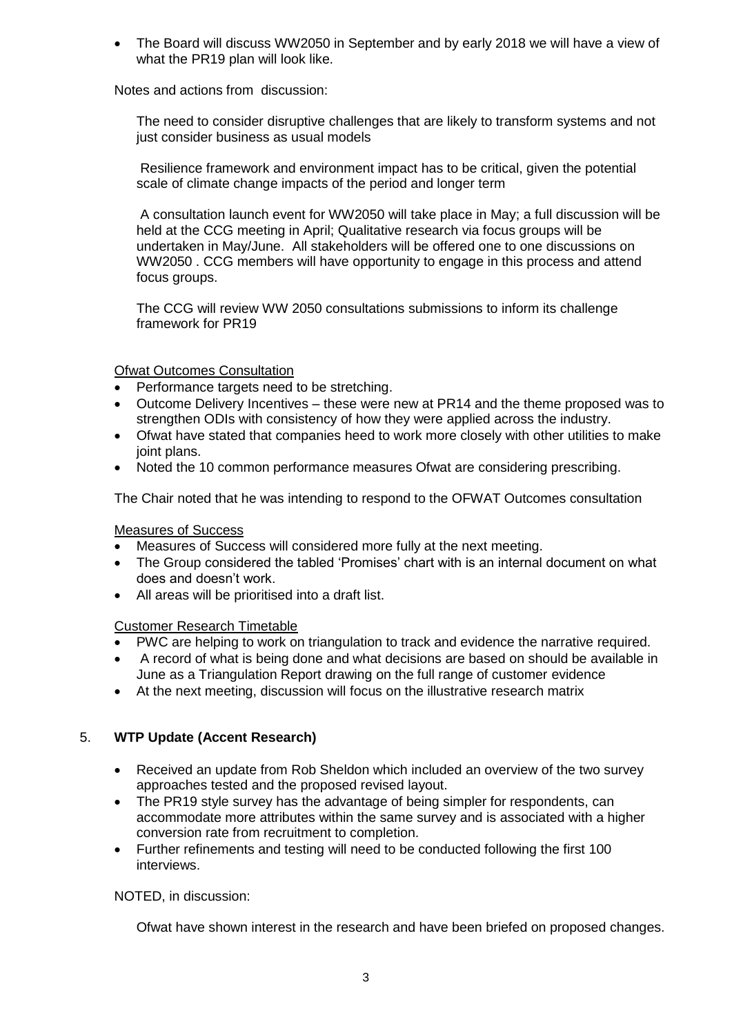- The Board will discuss WW2050 in September and by early 2018 we will have a view of what the PR19 plan will look like.

Notes and actions from discussion:

The need to consider disruptive challenges that are likely to transform systems and not just consider business as usual models

Resilience framework and environment impact has to be critical, given the potential scale of climate change impacts of the period and longer term

A consultation launch event for WW2050 will take place in May; a full discussion will be held at the CCG meeting in April; Qualitative research via focus groups will be undertaken in May/June. All stakeholders will be offered one to one discussions on WW2050 . CCG members will have opportunity to engage in this process and attend focus groups.

The CCG will review WW 2050 consultations submissions to inform its challenge framework for PR19

Ofwat Outcomes Consultation

- Performance targets need to be stretching.
- Outcome Delivery Incentives – these were new at PR14 and the theme proposed was to strengthen ODIs with consistency of how they were applied across the industry.
- Ofwat have stated that companies heed to work more closely with other utilities to make joint plans.
- Noted the 10 common performance measures Ofwat are considering prescribing.

The Chair noted that he was intending to respond to the OFWAT Outcomes consultation

Measures of Success

- Measures of Success will considered more fully at the next meeting.
- The Group considered the tabled 'Promises' chart with is an internal document on what does and doesn't work.
- All areas will be prioritised into a draft list.

Customer Research Timetable

- PWC are helping to work on triangulation to track and evidence the narrative required.
- A record of what is being done and what decisions are based on should be available in June as a Triangulation Report drawing on the full range of customer evidence
- At the next meeting, discussion will focus on the illustrative research matrix

5. **WTP Update (Accent Research)**

- Received an update from Rob Sheldon which included an overview of the two survey approaches tested and the proposed revised layout.
- The PR19 style survey has the advantage of being simpler for respondents, can accommodate more attributes within the same survey and is associated with a higher conversion rate from recruitment to completion.
- Further refinements and testing will need to be conducted following the first 100 interviews.

NOTED, in discussion:

Ofwat have shown interest in the research and have been briefed on proposed changes.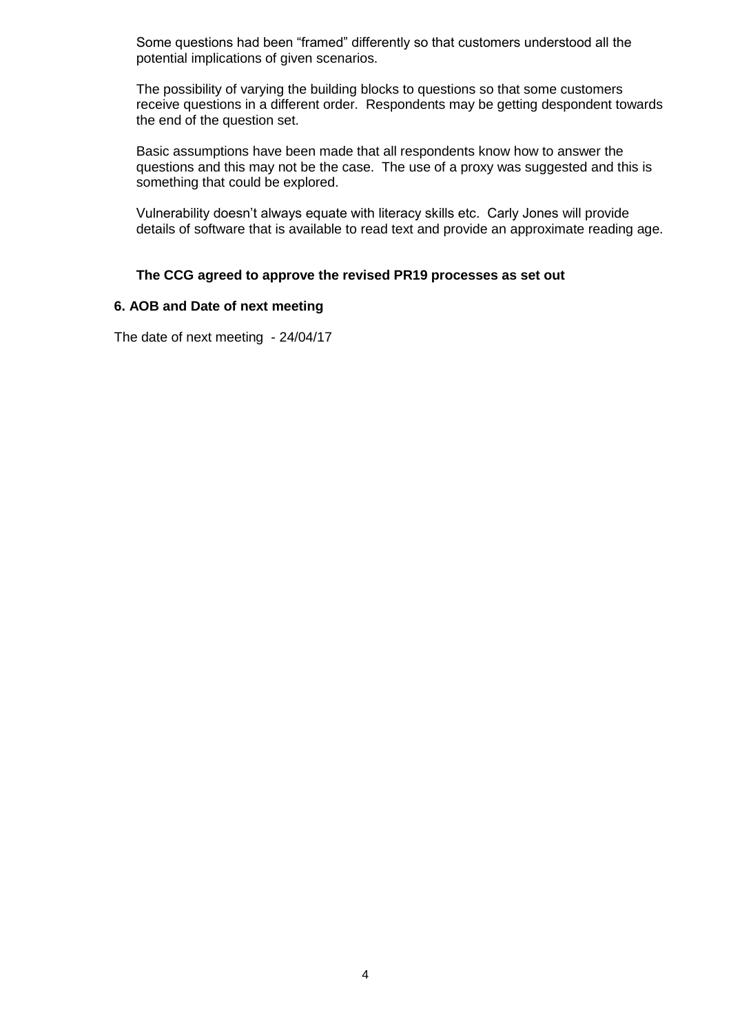Some questions had been "framed" differently so that customers understood all the potential implications of given scenarios.

The possibility of varying the building blocks to questions so that some customers receive questions in a different order. Respondents may be getting despondent towards the end of the question set.

Basic assumptions have been made that all respondents know how to answer the questions and this may not be the case. The use of a proxy was suggested and this is something that could be explored.

Vulnerability doesn't always equate with literacy skills etc. Carly Jones will provide details of software that is available to read text and provide an approximate reading age.

**The CCG agreed to approve the revised PR19 processes as set out**

**6. AOB and Date of next meeting**

The date of next meeting - 24/04/17